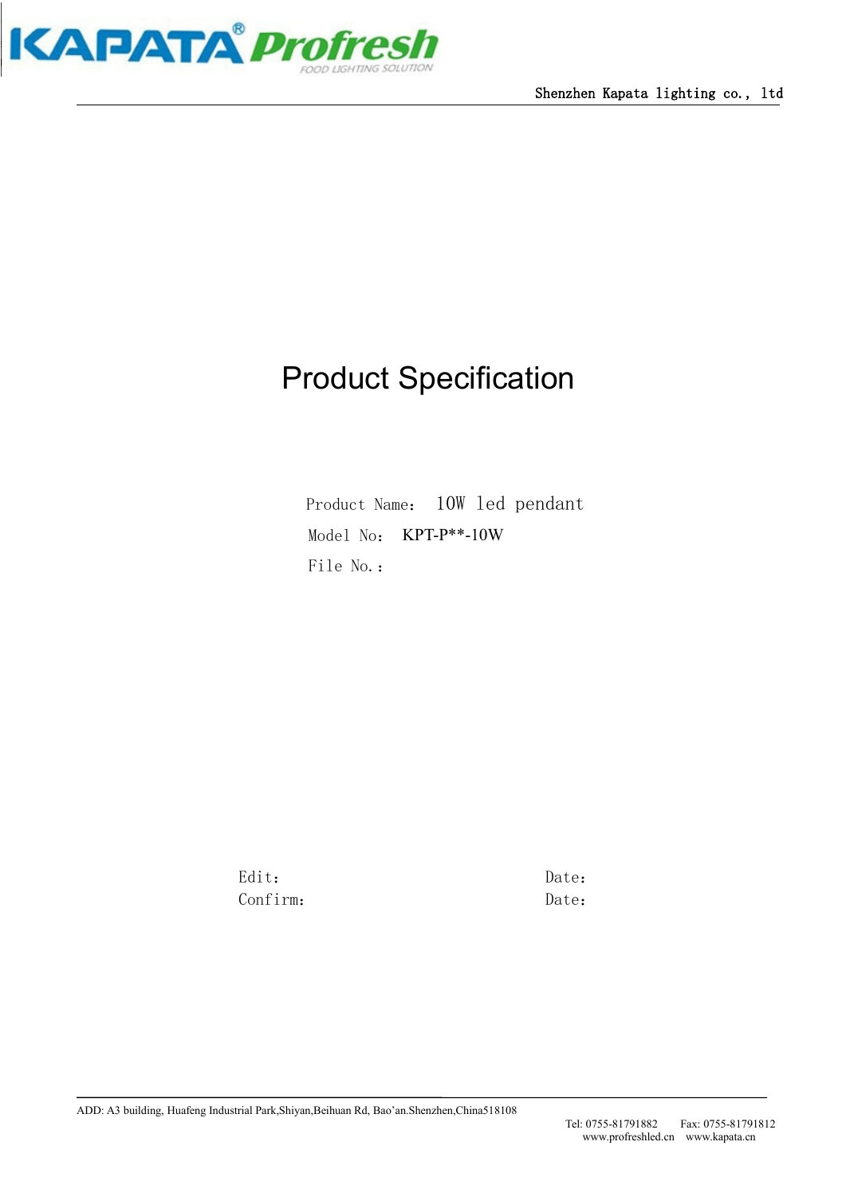# Product Specification

Product Name： 10W led pendant

Model No： KPT-P**-10W

File No.：

Edit： Date：

Confirm： Date：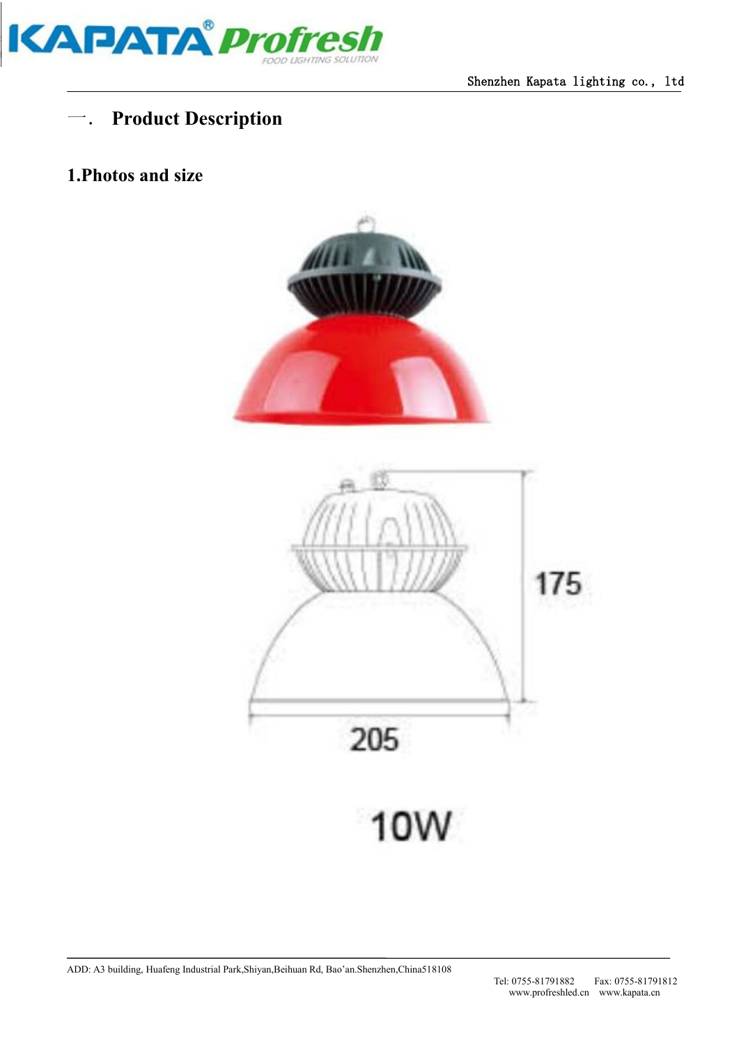# 一. Product Description

## 1.Photos and size

175

205

10W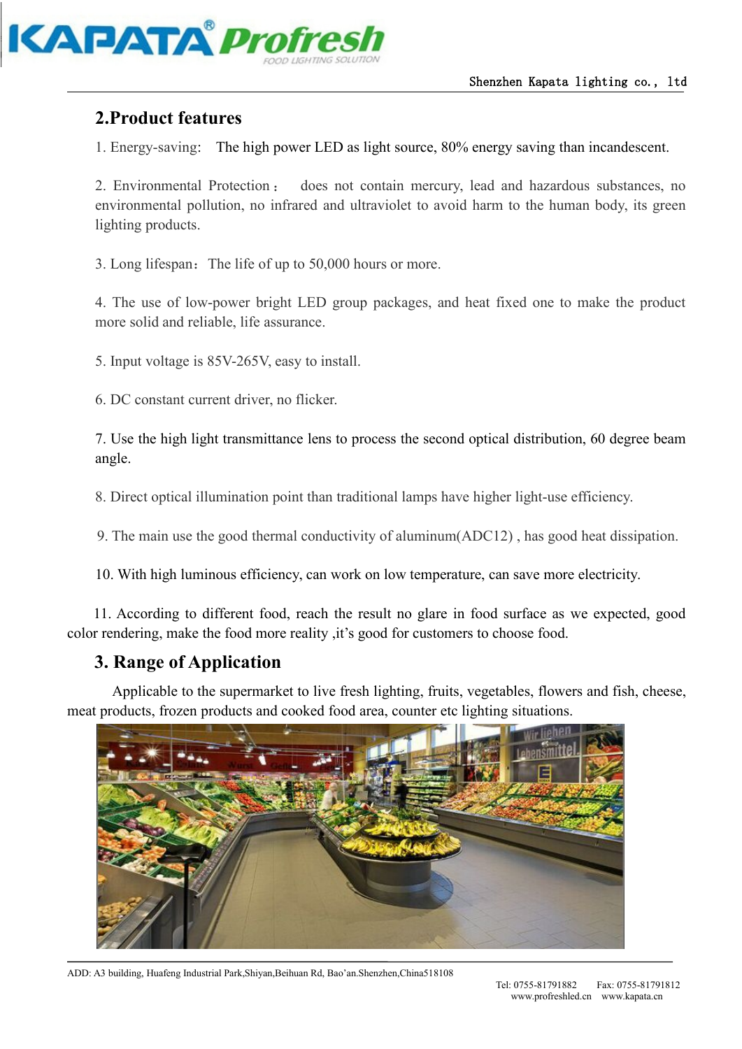## 2.Product features

1. Energy-saving: The high power LED as light source, 80% energy saving than incandescent.

2. Environmental Protection: does not contain mercury, lead and hazardous substances, no environmental pollution, no infrared and ultraviolet to avoid harm to the human body, its green lighting products.

3. Long lifespan: The life of up to 50,000 hours or more.

4. The use of low-power bright LED group packages, and heat fixed one to make the product more solid and reliable, life assurance.

5. Input voltage is 85V-265V, easy to install.

6. DC constant current driver, no flicker.

7. Use the high light transmittance lens to process the second optical distribution, 60 degree beam angle.

8. Direct optical illumination point than traditional lamps have higher light-use efficiency.

9. The main use the good thermal conductivity of aluminum(ADC12) , has good heat dissipation.

10. With high luminous efficiency, can work on low temperature, can save more electricity.

11. According to different food, reach the result no glare in food surface as we expected, good color rendering, make the food more reality ,it's good for customers to choose food.

## 3. Range of Application

Applicable to the supermarket to live fresh lighting, fruits, vegetables, flowers and fish, cheese, meat products, frozen products and cooked food area, counter etc lighting situations.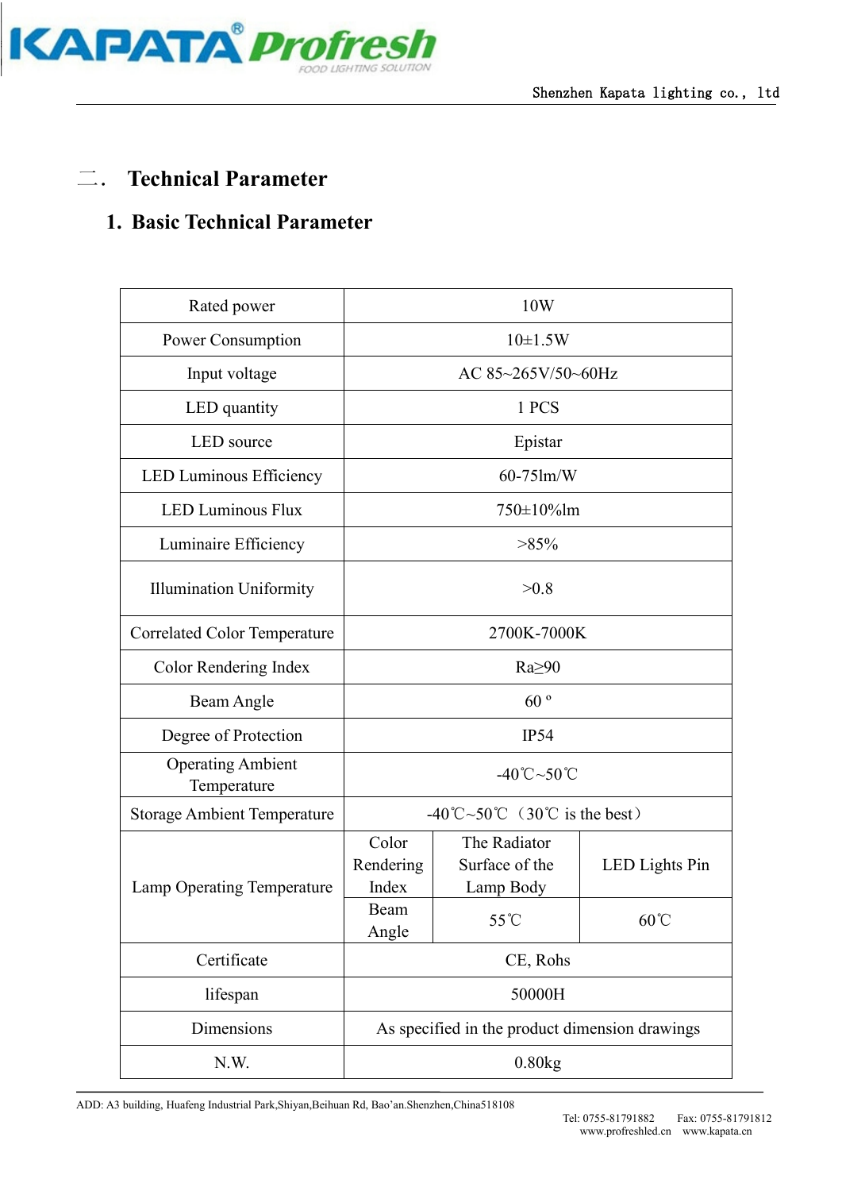## 二． Technical Parameter

### 1. Basic Technical Parameter

| Rated power | 10W | |
|---|---|---|
| Power Consumption | 10±1.5W | |
| Input voltage | AC 85~265V/50~60Hz | |
| LED quantity | 1 PCS | |
| LED source | Epistar | |
| LED Luminous Efficiency | 60-75lm/W | |
| LED Luminous Flux | 750±10%lm | |
| Luminaire Efficiency | >85% | |
| Illumination Uniformity | >0.8 | |
| Correlated Color Temperature | 2700K-7000K | |
| Color Rendering Index | Ra≥90 | |
| Beam Angle | 60 º | |
| Degree of Protection | IP54 | |
| Operating Ambient Temperature | -40℃~50℃ | |
| Storage Ambient Temperature | -40℃~50℃（30℃ is the best） | |
| Lamp Operating Temperature | Color Rendering Index: The Radiator Surface of the Lamp Body | LED Lights Pin |
| | Beam Angle: 55℃ | 60℃ |
| Certificate | CE, Rohs | |
| lifespan | 50000H | |
| Dimensions | As specified in the product dimension drawings | |
| N.W. | 0.80kg | |

ADD: A3 building, Huafeng Industrial Park,Shiyan,Beihuan Rd, Bao'an.Shenzhen,China518108

Tel: 0755-81791882 Fax: 0755-81791812
www.profreshled.cn www.kapata.cn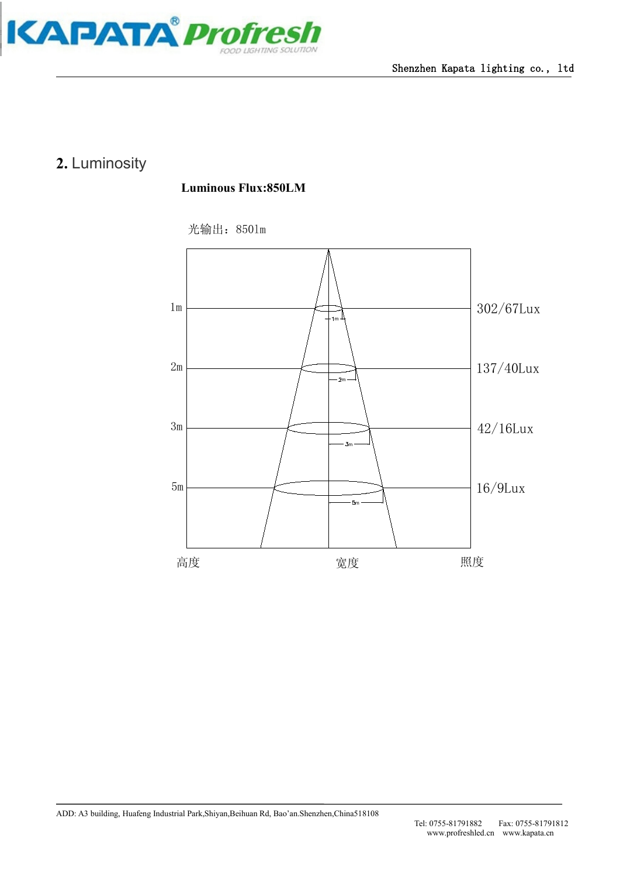## 2. Luminosity

**Luminous Flux:850LM**

光输出：850lm

| 高度 | 照度 |
|---|---|
| 1m | 302/67Lux |
| 2m | 137/40Lux |
| 3m | 42/16Lux |
| 5m | 16/9Lux |

高度　　宽度　　照度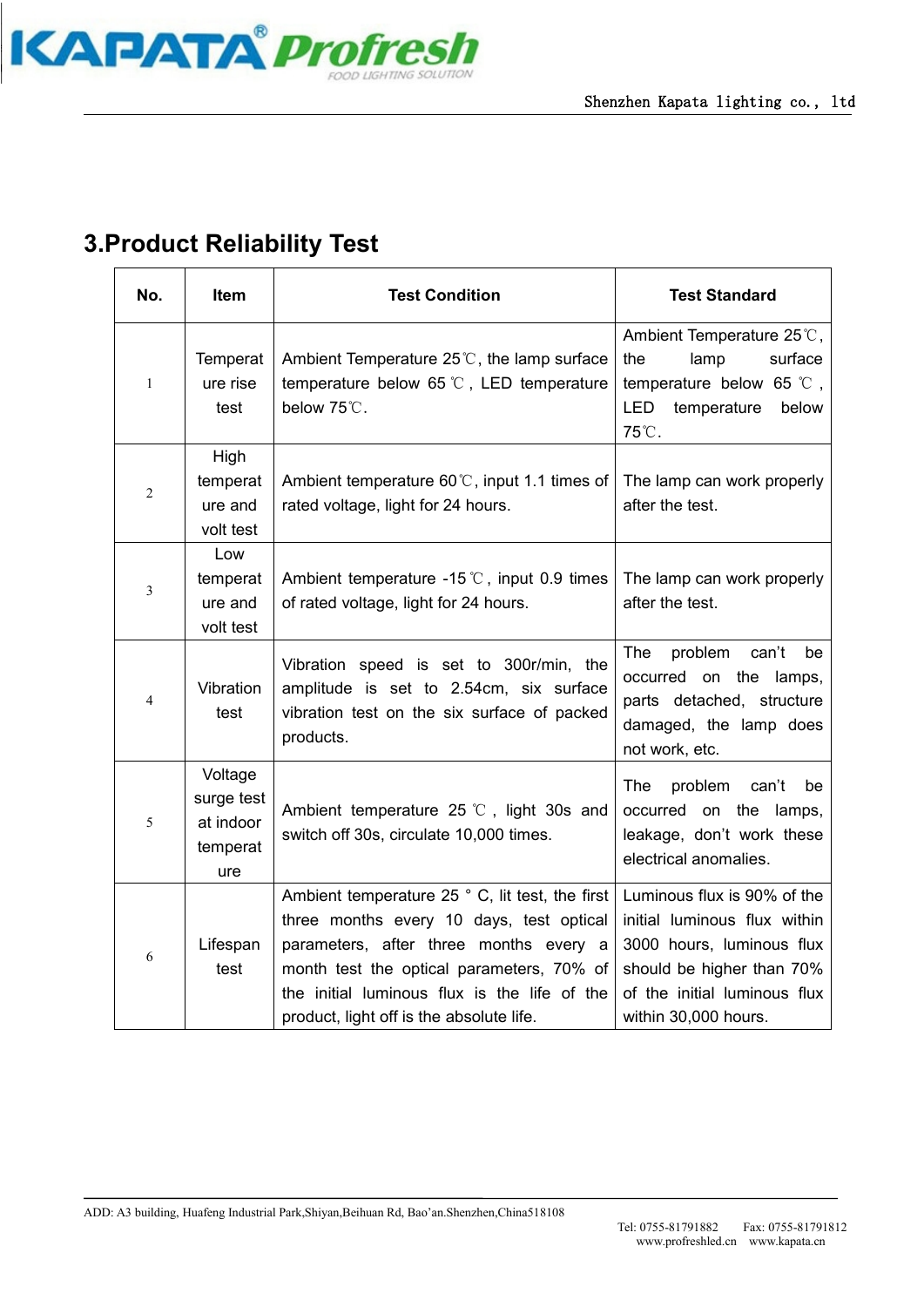## 3.Product Reliability Test

| No. | Item | Test Condition | Test Standard |
|---|---|---|---|
| 1 | Temperature rise test | Ambient Temperature 25℃, the lamp surface temperature below 65℃, LED temperature below 75℃. | Ambient Temperature 25℃, the lamp surface temperature below 65℃, LED temperature below 75℃. |
| 2 | High temperature and volt test | Ambient temperature 60℃, input 1.1 times of rated voltage, light for 24 hours. | The lamp can work properly after the test. |
| 3 | Low temperature and volt test | Ambient temperature -15℃, input 0.9 times of rated voltage, light for 24 hours. | The lamp can work properly after the test. |
| 4 | Vibration test | Vibration speed is set to 300r/min, the amplitude is set to 2.54cm, six surface vibration test on the six surface of packed products. | The problem can't be occurred on the lamps, parts detached, structure damaged, the lamp does not work, etc. |
| 5 | Voltage surge test at indoor temperature | Ambient temperature 25℃, light 30s and switch off 30s, circulate 10,000 times. | The problem can't be occurred on the lamps, leakage, don't work these electrical anomalies. |
| 6 | Lifespan test | Ambient temperature 25°C, lit test, the first three months every 10 days, test optical parameters, after three months every a month test the optical parameters, 70% of the initial luminous flux is the life of the product, light off is the absolute life. | Luminous flux is 90% of the initial luminous flux within 3000 hours, luminous flux should be higher than 70% of the initial luminous flux within 30,000 hours. |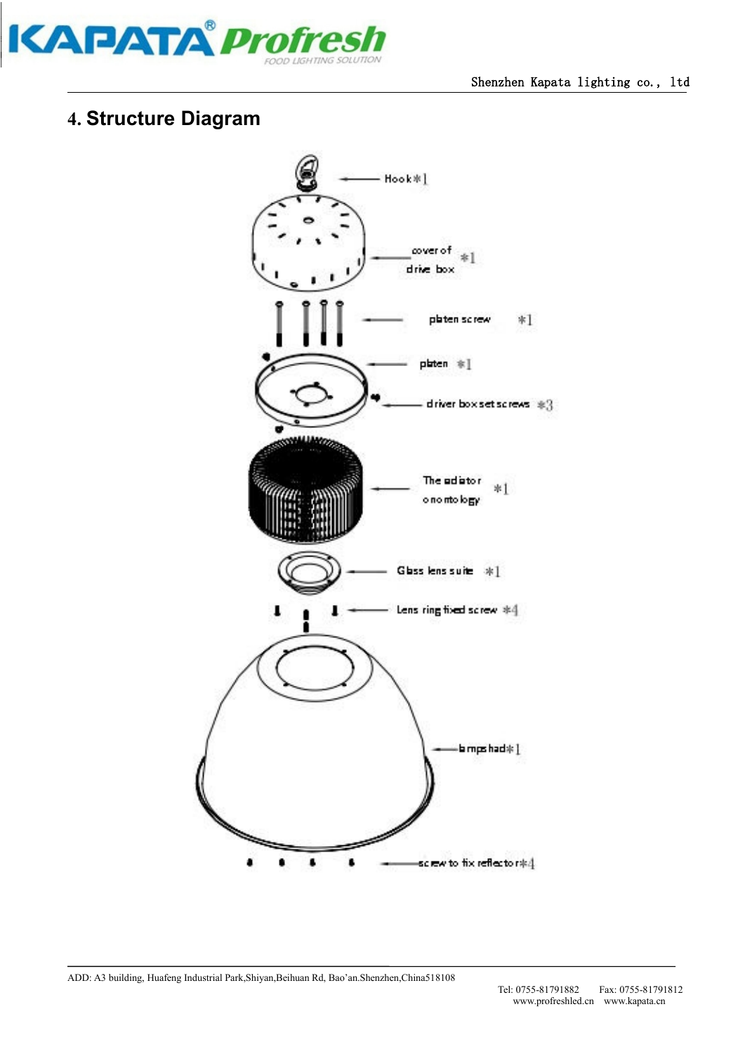## 4. Structure Diagram

Hook*1

cover of drive box *1

platen screw *1

platen *1

driver box set screws *3

The radiator ontology *1

Glass lens suite *1

Lens ring fixed screw *4

lampshad*1

screw to fix reflector*4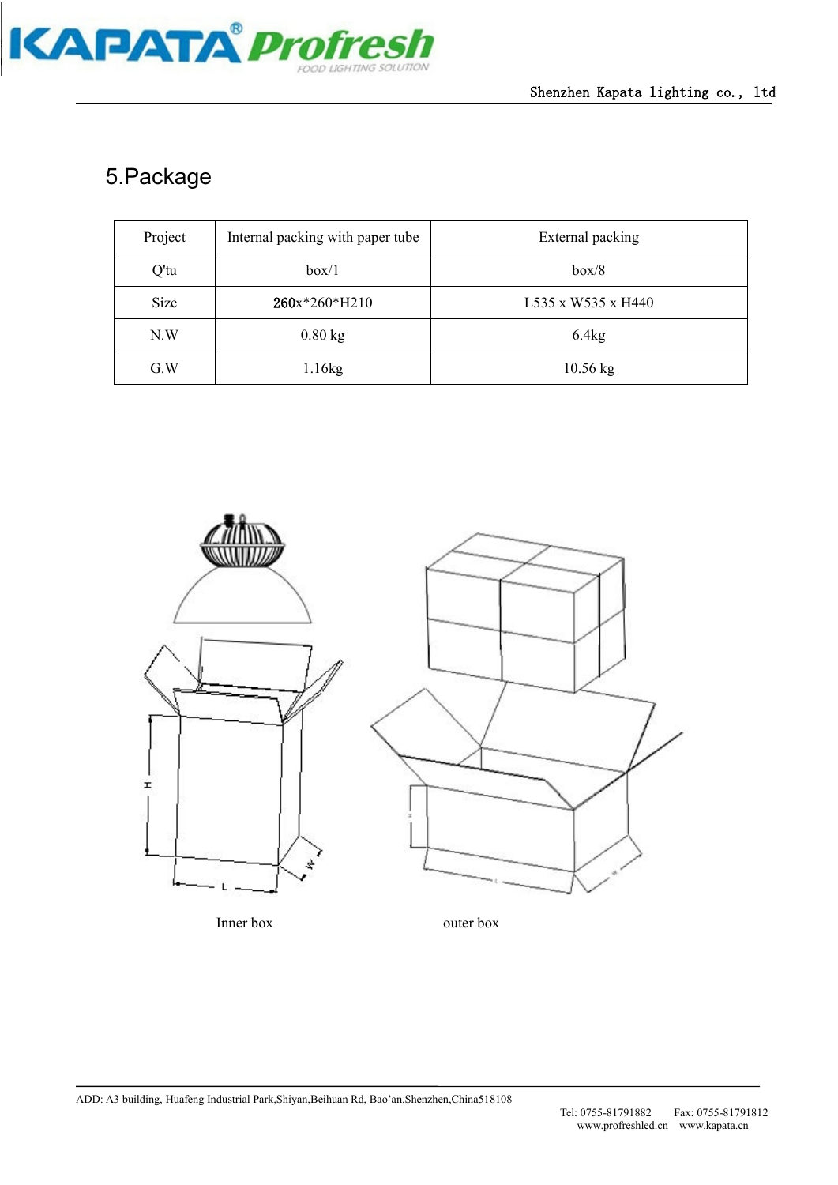## 5.Package

| Project | Internal packing with paper tube | External packing |
|---|---|---|
| Q'tu | box/1 | box/8 |
| Size | 260x*260*H210 | L535 x W535 x H440 |
| N.W | 0.80 kg | 6.4kg |
| G.W | 1.16kg | 10.56 kg |

Inner box

outer box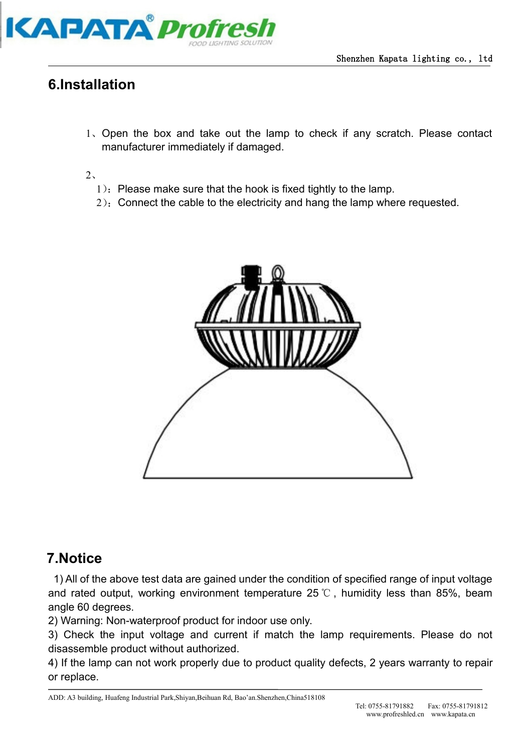## 6.Installation

1、Open the box and take out the lamp to check if any scratch. Please contact manufacturer immediately if damaged.

2、

1）：Please make sure that the hook is fixed tightly to the lamp.

2）：Connect the cable to the electricity and hang the lamp where requested.

## 7.Notice

1) All of the above test data are gained under the condition of specified range of input voltage and rated output, working environment temperature 25℃, humidity less than 85%, beam angle 60 degrees.

2) Warning: Non-waterproof product for indoor use only.

3) Check the input voltage and current if match the lamp requirements. Please do not disassemble product without authorized.

4) If the lamp can not work properly due to product quality defects, 2 years warranty to repair or replace.